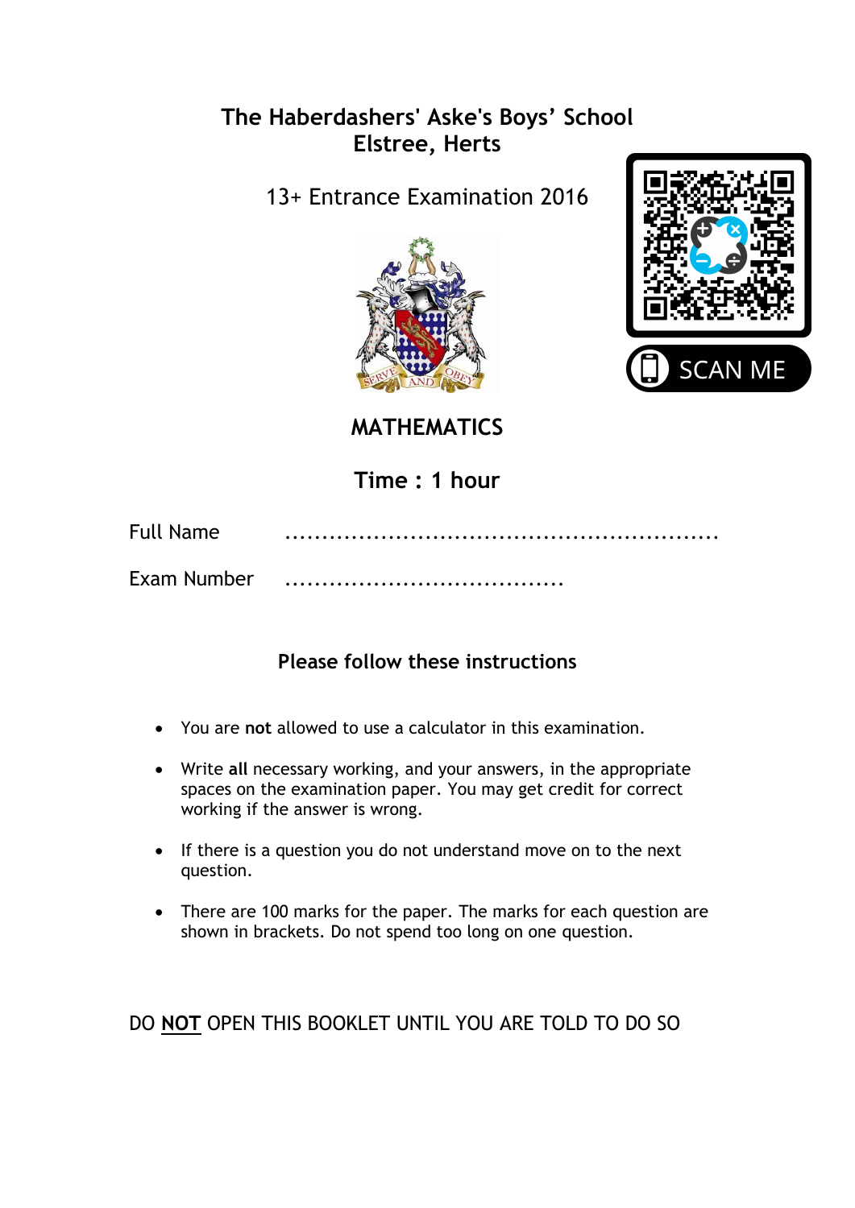# The Haberdashers' Aske's Boys' School
## Elstree, Herts

13+ Entrance Examination 2016

SCAN ME

## MATHEMATICS

### Time : 1 hour

Full Name .........................................................

Exam Number .....................................

### Please follow these instructions

- You are **not** allowed to use a calculator in this examination.
- Write **all** necessary working, and your answers, in the appropriate spaces on the examination paper. You may get credit for correct working if the answer is wrong.
- If there is a question you do not understand move on to the next question.
- There are 100 marks for the paper. The marks for each question are shown in brackets. Do not spend too long on one question.

DO **NOT** OPEN THIS BOOKLET UNTIL YOU ARE TOLD TO DO SO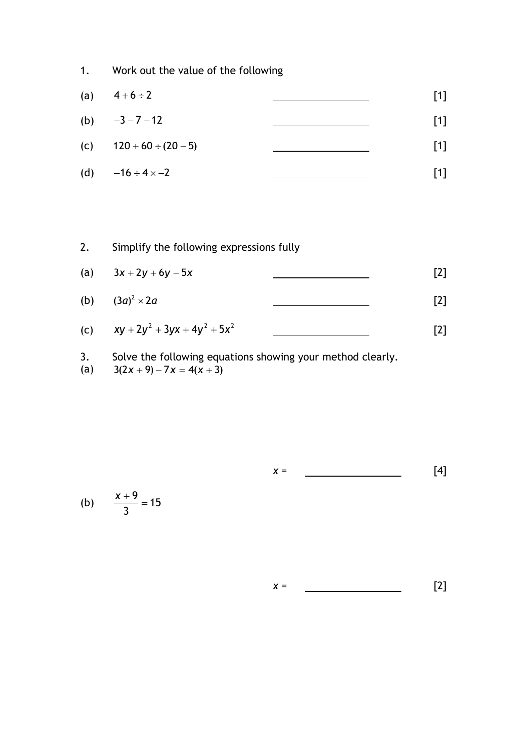1. Work out the value of the following

(a) $4 + 6 \div 2$ \_\_\_\_\_\_\_\_\_\_\_\_\_\_\_\_ [1]

(b) $-3 - 7 - 12$ \_\_\_\_\_\_\_\_\_\_\_\_\_\_\_\_ [1]

(c) $120 + 60 \div (20 - 5)$ \_\_\_\_\_\_\_\_\_\_\_\_\_\_\_\_ [1]

(d) $-16 \div 4 \times -2$ \_\_\_\_\_\_\_\_\_\_\_\_\_\_\_\_ [1]

2. Simplify the following expressions fully

(a) $3x + 2y + 6y - 5x$ \_\_\_\_\_\_\_\_\_\_\_\_\_\_\_\_ [2]

(b) $(3a)^2 \times 2a$ \_\_\_\_\_\_\_\_\_\_\_\_\_\_\_\_ [2]

(c) $xy + 2y^2 + 3yx + 4y^2 + 5x^2$ \_\_\_\_\_\_\_\_\_\_\_\_\_\_\_\_ [2]

3. Solve the following equations showing your method clearly.

(a) $3(2x + 9) - 7x = 4(x + 3)$

$x =$ \_\_\_\_\_\_\_\_\_\_\_\_\_\_\_\_ [4]

(b) $\dfrac{x + 9}{3} = 15$

$x =$ \_\_\_\_\_\_\_\_\_\_\_\_\_\_\_\_ [2]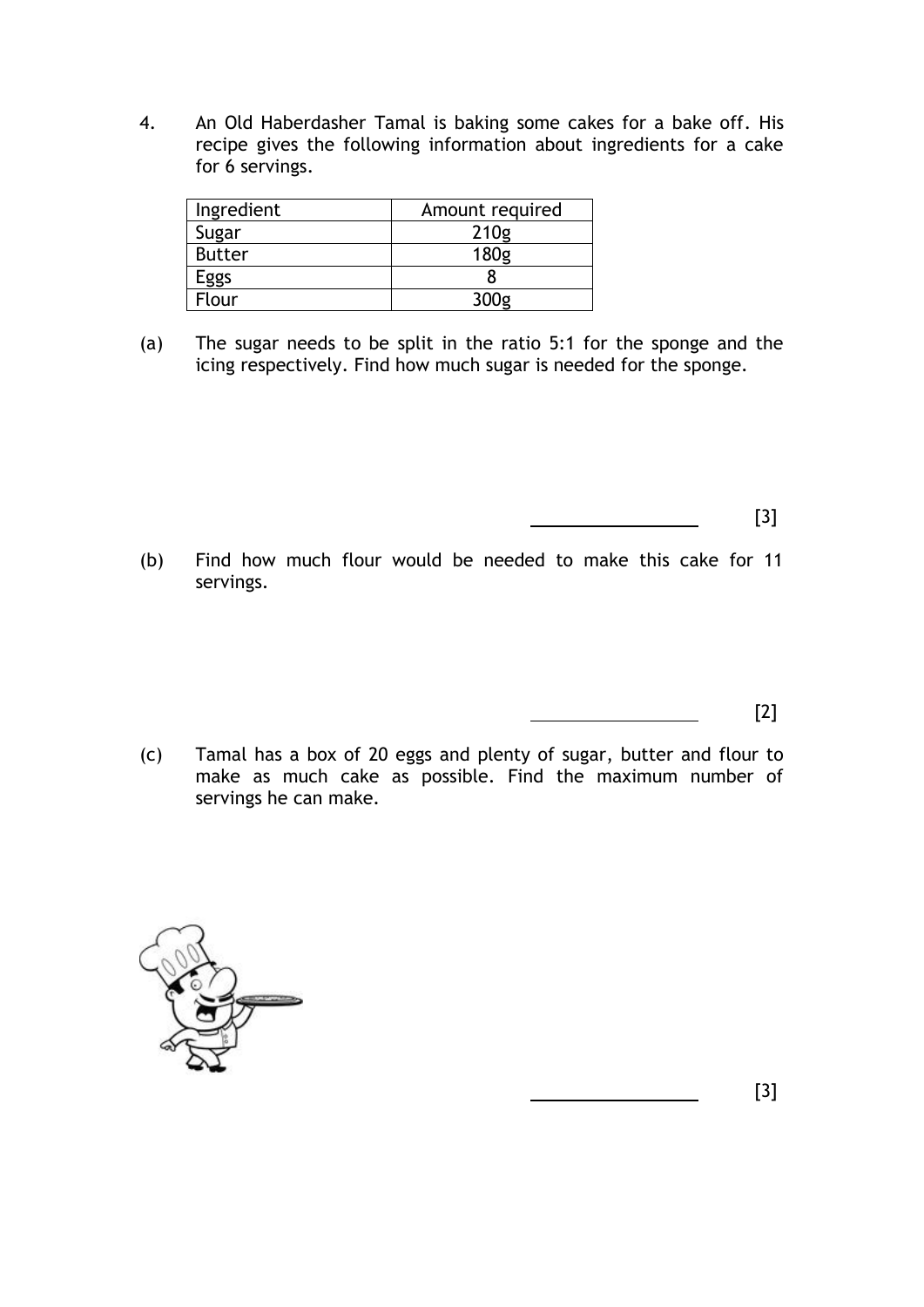4. An Old Haberdasher Tamal is baking some cakes for a bake off. His recipe gives the following information about ingredients for a cake for 6 servings.

| Ingredient | Amount required |
|---|---|
| Sugar | 210g |
| Butter | 180g |
| Eggs | 8 |
| Flour | 300g |

(a) The sugar needs to be split in the ratio 5:1 for the sponge and the icing respectively. Find how much sugar is needed for the sponge.

______________ [3]

(b) Find how much flour would be needed to make this cake for 11 servings.

______________ [2]

(c) Tamal has a box of 20 eggs and plenty of sugar, butter and flour to make as much cake as possible. Find the maximum number of servings he can make.

______________ [3]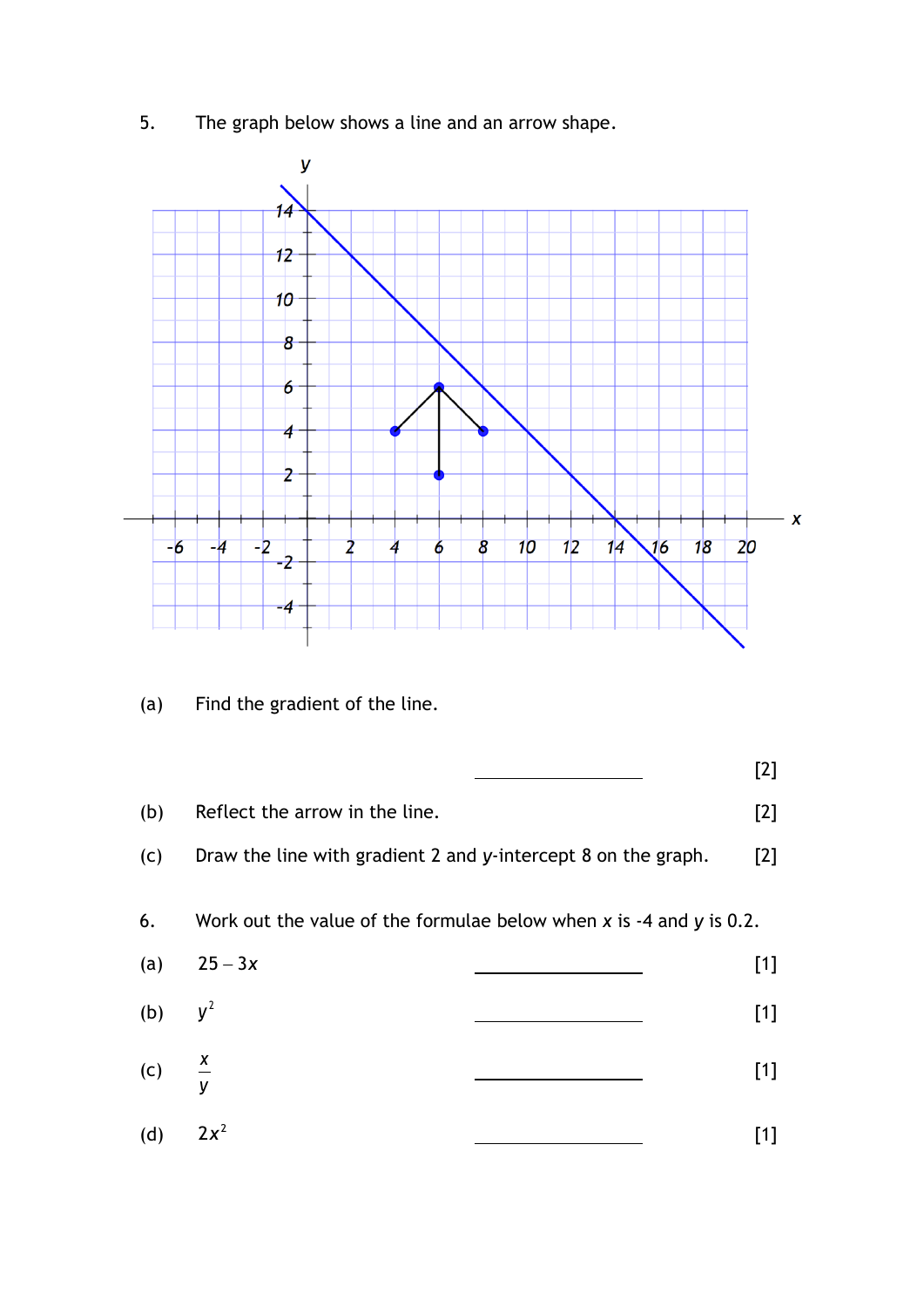5. The graph below shows a line and an arrow shape.

(a) Find the gradient of the line.

\_\_\_\_\_\_\_\_\_\_\_\_\_\_\_\_ [2]

(b) Reflect the arrow in the line. [2]

(c) Draw the line with gradient 2 and $y$-intercept 8 on the graph. [2]

6. Work out the value of the formulae below when $x$ is -4 and $y$ is 0.2.

(a) $25 - 3x$ \_\_\_\_\_\_\_\_\_\_\_\_\_\_\_\_ [1]

(b) $y^2$ \_\_\_\_\_\_\_\_\_\_\_\_\_\_\_\_ [1]

(c) $\frac{x}{y}$ \_\_\_\_\_\_\_\_\_\_\_\_\_\_\_\_ [1]

(d) $2x^2$ \_\_\_\_\_\_\_\_\_\_\_\_\_\_\_\_ [1]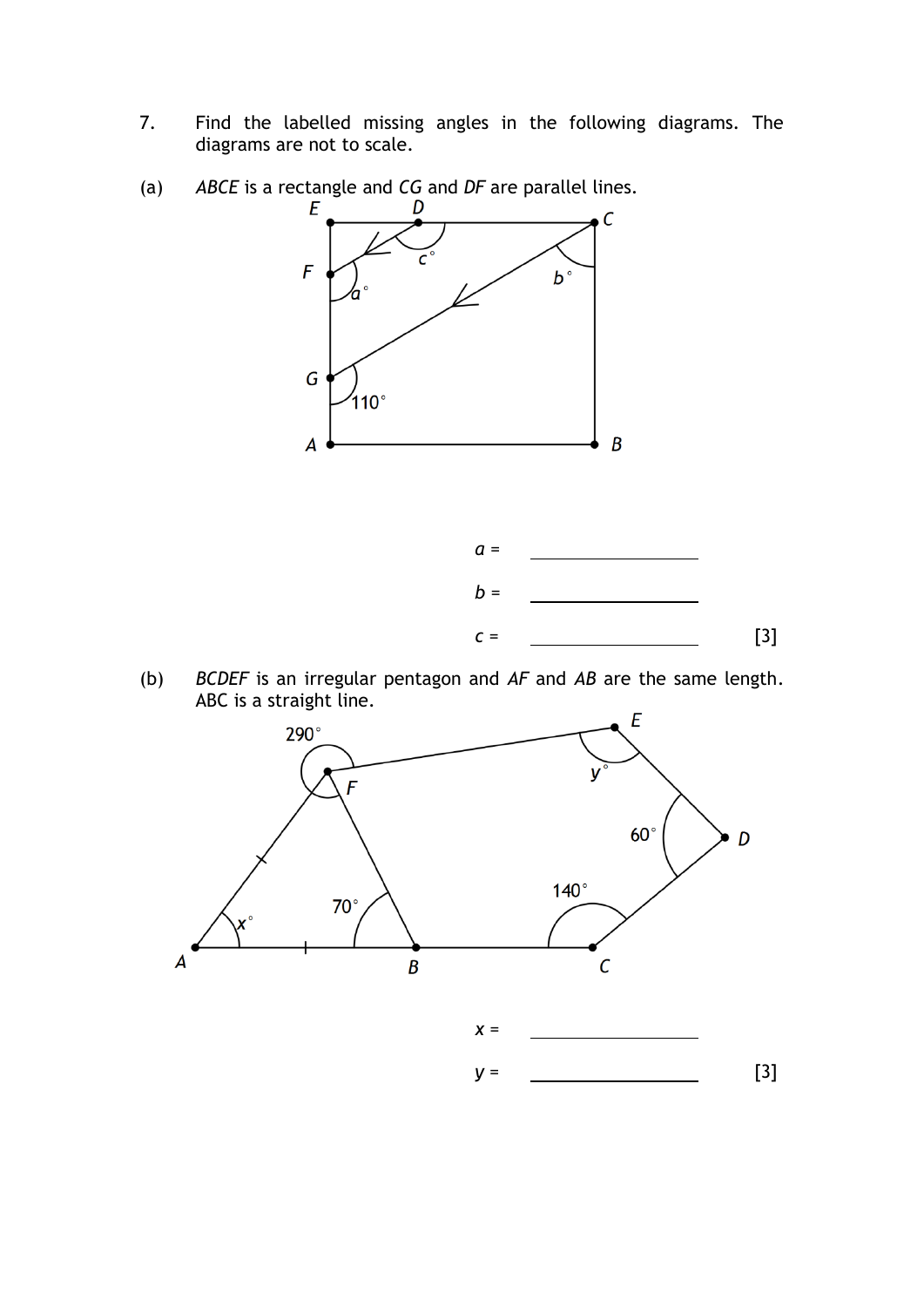7. Find the labelled missing angles in the following diagrams. The diagrams are not to scale.

(a) *ABCE* is a rectangle and *CG* and *DF* are parallel lines.

$a$ = ____________

$b$ = ____________

$c$ = ____________ [3]

(b) *BCDEF* is an irregular pentagon and *AF* and *AB* are the same length. ABC is a straight line.

$x$ = ____________

$y$ = ____________ [3]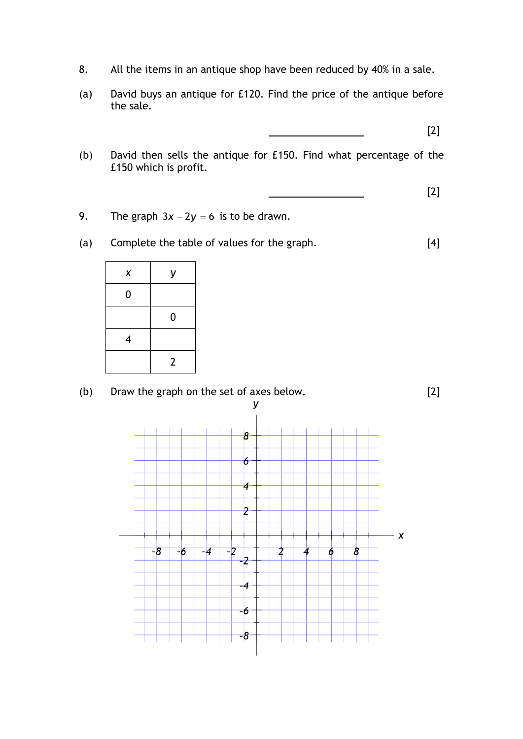8. All the items in an antique shop have been reduced by 40% in a sale.

(a) David buys an antique for £120. Find the price of the antique before the sale.

_______________ [2]

(b) David then sells the antique for £150. Find what percentage of the £150 which is profit.

_______________ [2]

9. The graph $3x - 2y = 6$ is to be drawn.

(a) Complete the table of values for the graph. [4]

| $x$ | $y$ |
|---|---|
| 0 | |
| | 0 |
| 4 | |
| | 2 |

(b) Draw the graph on the set of axes below. [2]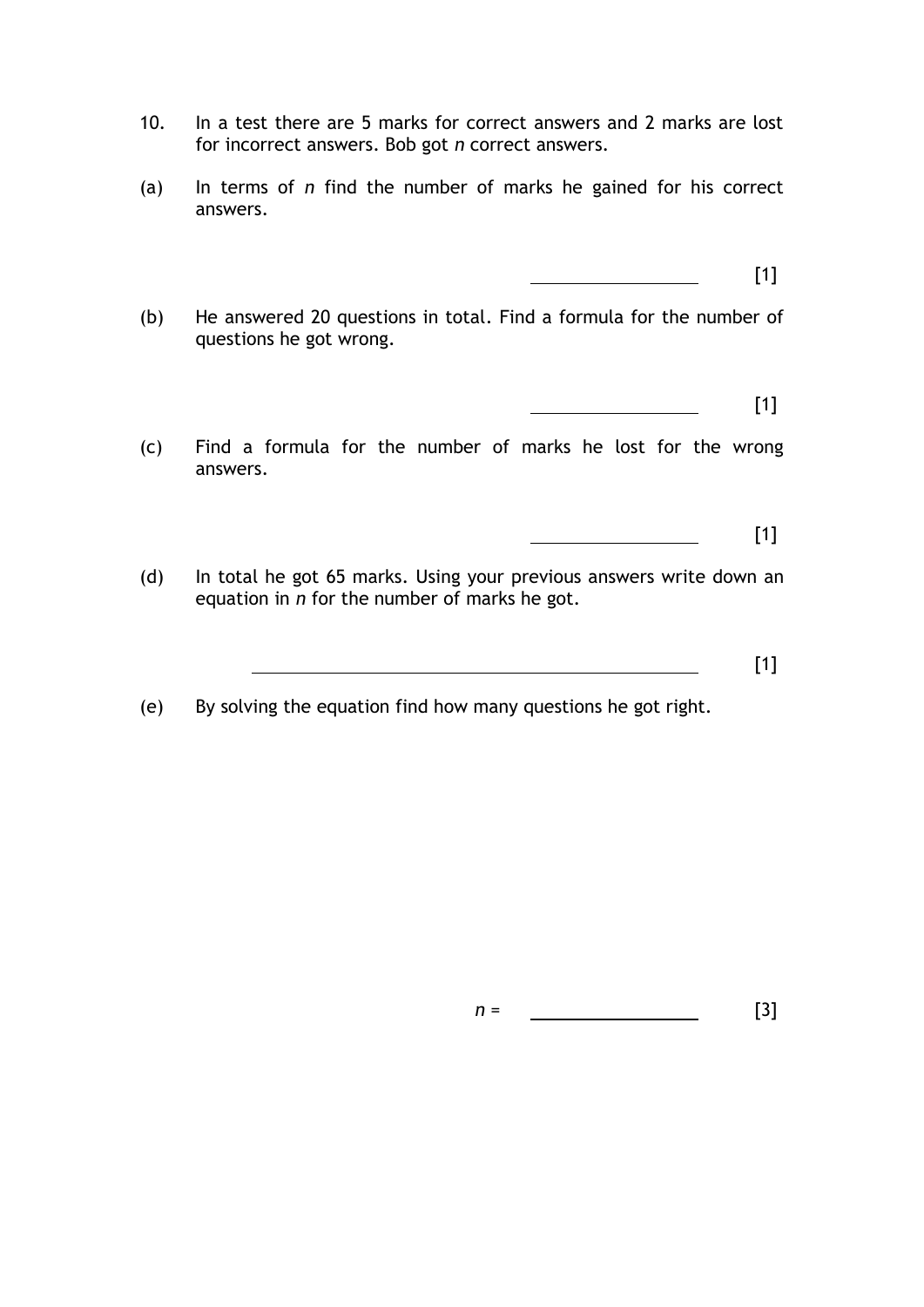10. In a test there are 5 marks for correct answers and 2 marks are lost for incorrect answers. Bob got $n$ correct answers.

(a) In terms of $n$ find the number of marks he gained for his correct answers.

\_\_\_\_\_\_\_\_\_\_\_\_\_\_\_\_ [1]

(b) He answered 20 questions in total. Find a formula for the number of questions he got wrong.

\_\_\_\_\_\_\_\_\_\_\_\_\_\_\_\_ [1]

(c) Find a formula for the number of marks he lost for the wrong answers.

\_\_\_\_\_\_\_\_\_\_\_\_\_\_\_\_ [1]

(d) In total he got 65 marks. Using your previous answers write down an equation in $n$ for the number of marks he got.

\_\_\_\_\_\_\_\_\_\_\_\_\_\_\_\_\_\_\_\_\_\_\_\_\_\_\_\_\_\_\_\_\_\_\_\_\_\_\_\_ [1]

(e) By solving the equation find how many questions he got right.

$n =$ \_\_\_\_\_\_\_\_\_\_\_\_\_\_\_\_ [3]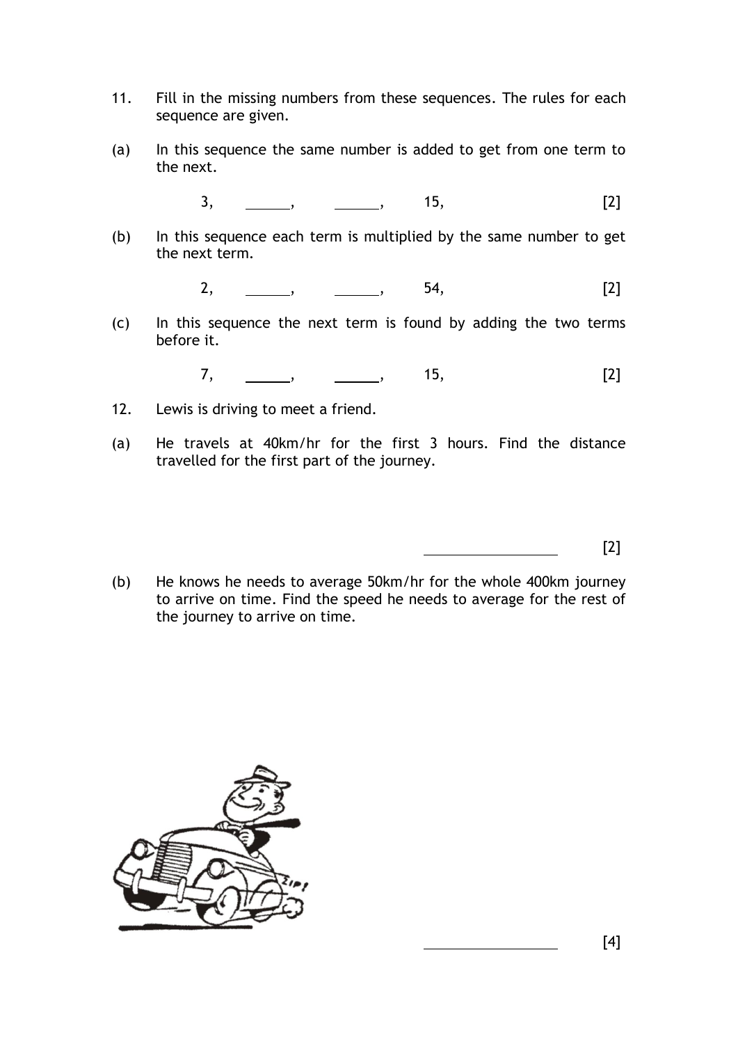11. Fill in the missing numbers from these sequences. The rules for each sequence are given.

(a) In this sequence the same number is added to get from one term to the next.

3, ______, ______, 15, [2]

(b) In this sequence each term is multiplied by the same number to get the next term.

2, ______, ______, 54, [2]

(c) In this sequence the next term is found by adding the two terms before it.

7, ______, ______, 15, [2]

12. Lewis is driving to meet a friend.

(a) He travels at 40km/hr for the first 3 hours. Find the distance travelled for the first part of the journey.

______________ [2]

(b) He knows he needs to average 50km/hr for the whole 400km journey to arrive on time. Find the speed he needs to average for the rest of the journey to arrive on time.

______________ [4]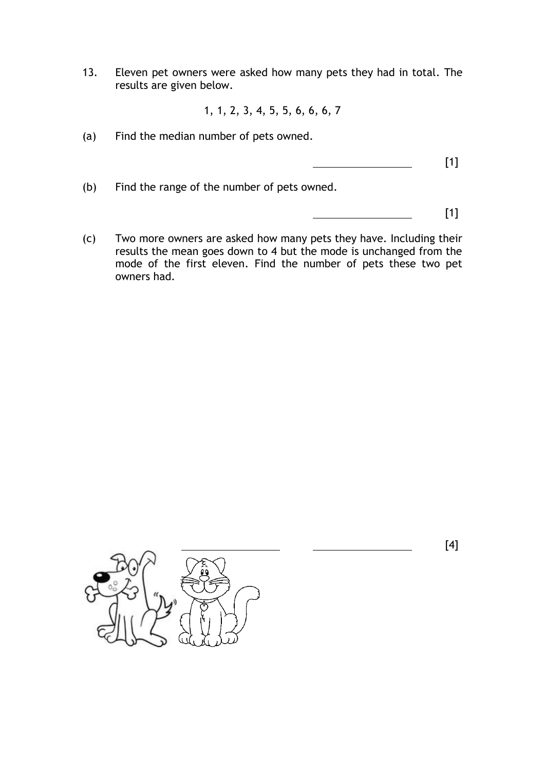13. Eleven pet owners were asked how many pets they had in total. The results are given below.

1, 1, 2, 3, 4, 5, 5, 6, 6, 6, 7

(a) Find the median number of pets owned.

_______________ [1]

(b) Find the range of the number of pets owned.

_______________ [1]

(c) Two more owners are asked how many pets they have. Including their results the mean goes down to 4 but the mode is unchanged from the mode of the first eleven. Find the number of pets these two pet owners had.

_______________ _______________ [4]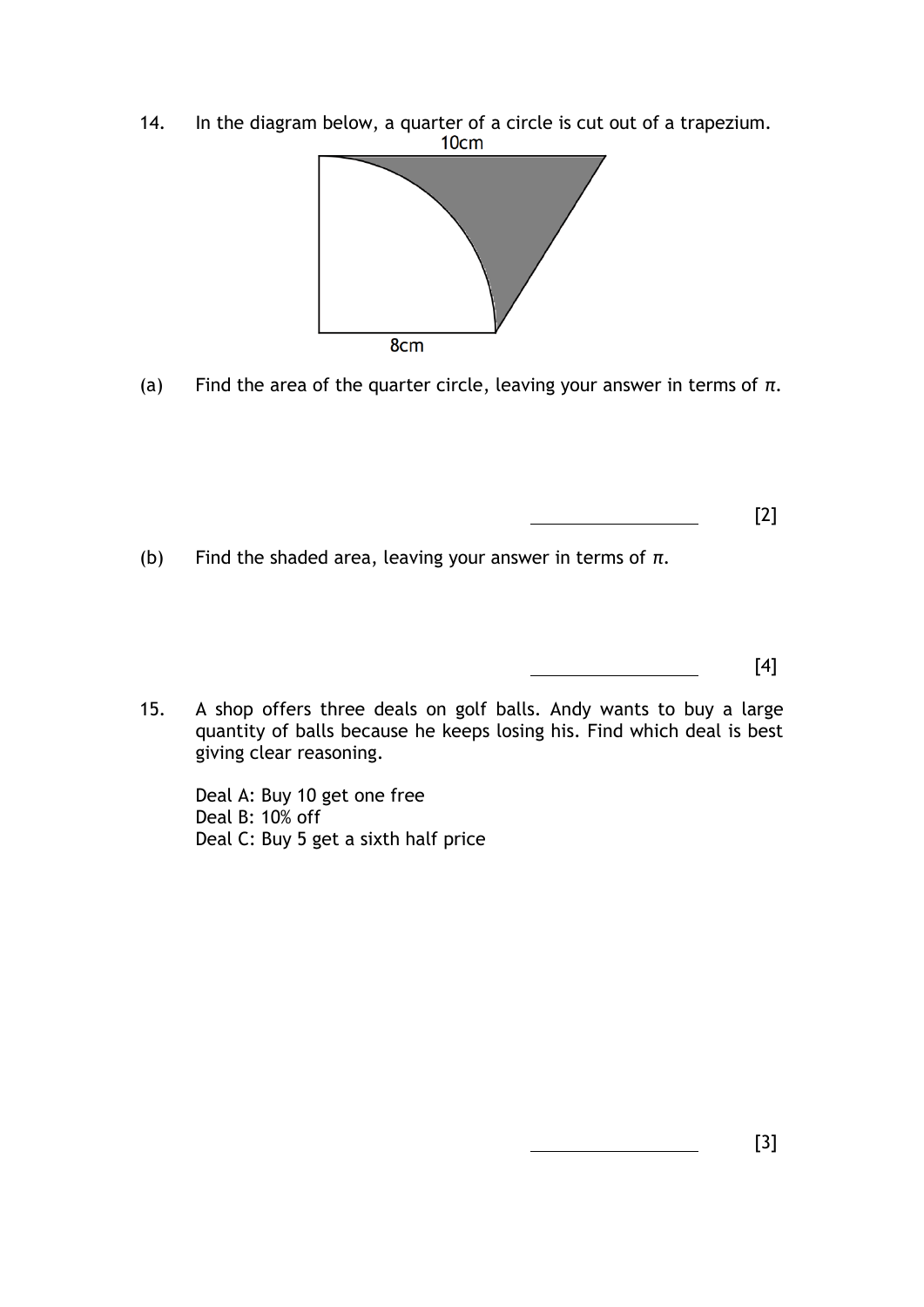14. In the diagram below, a quarter of a circle is cut out of a trapezium.

10cm

8cm

(a) Find the area of the quarter circle, leaving your answer in terms of $\pi$.

_______________ [2]

(b) Find the shaded area, leaving your answer in terms of $\pi$.

_______________ [4]

15. A shop offers three deals on golf balls. Andy wants to buy a large quantity of balls because he keeps losing his. Find which deal is best giving clear reasoning.

Deal A: Buy 10 get one free
Deal B: 10% off
Deal C: Buy 5 get a sixth half price

_______________ [3]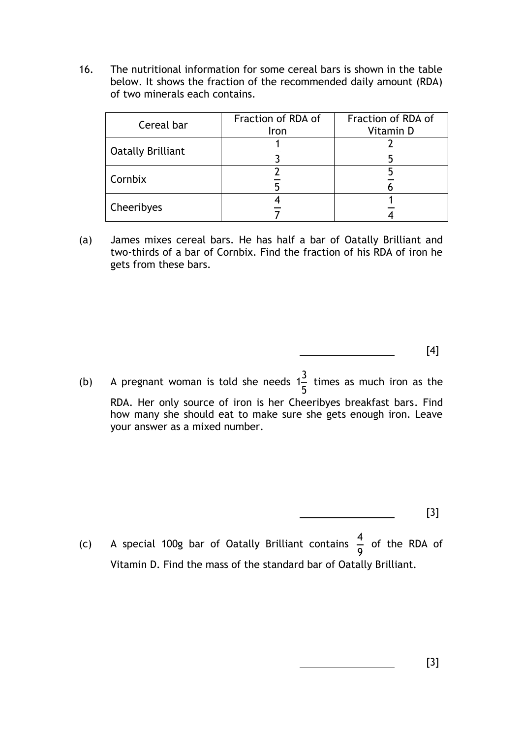16. The nutritional information for some cereal bars is shown in the table below. It shows the fraction of the recommended daily amount (RDA) of two minerals each contains.

| Cereal bar | Fraction of RDA of Iron | Fraction of RDA of Vitamin D |
|---|---|---|
| Oatally Brilliant | $\frac{1}{3}$ | $\frac{2}{5}$ |
| Cornbix | $\frac{2}{5}$ | $\frac{5}{6}$ |
| Cheeribyes | $\frac{4}{7}$ | $\frac{1}{4}$ |

(a) James mixes cereal bars. He has half a bar of Oatally Brilliant and two-thirds of a bar of Cornbix. Find the fraction of his RDA of iron he gets from these bars.

_______________ [4]

(b) A pregnant woman is told she needs $1\frac{3}{5}$ times as much iron as the RDA. Her only source of iron is her Cheeribyes breakfast bars. Find how many she should eat to make sure she gets enough iron. Leave your answer as a mixed number.

_______________ [3]

(c) A special 100g bar of Oatally Brilliant contains $\frac{4}{9}$ of the RDA of Vitamin D. Find the mass of the standard bar of Oatally Brilliant.

_______________ [3]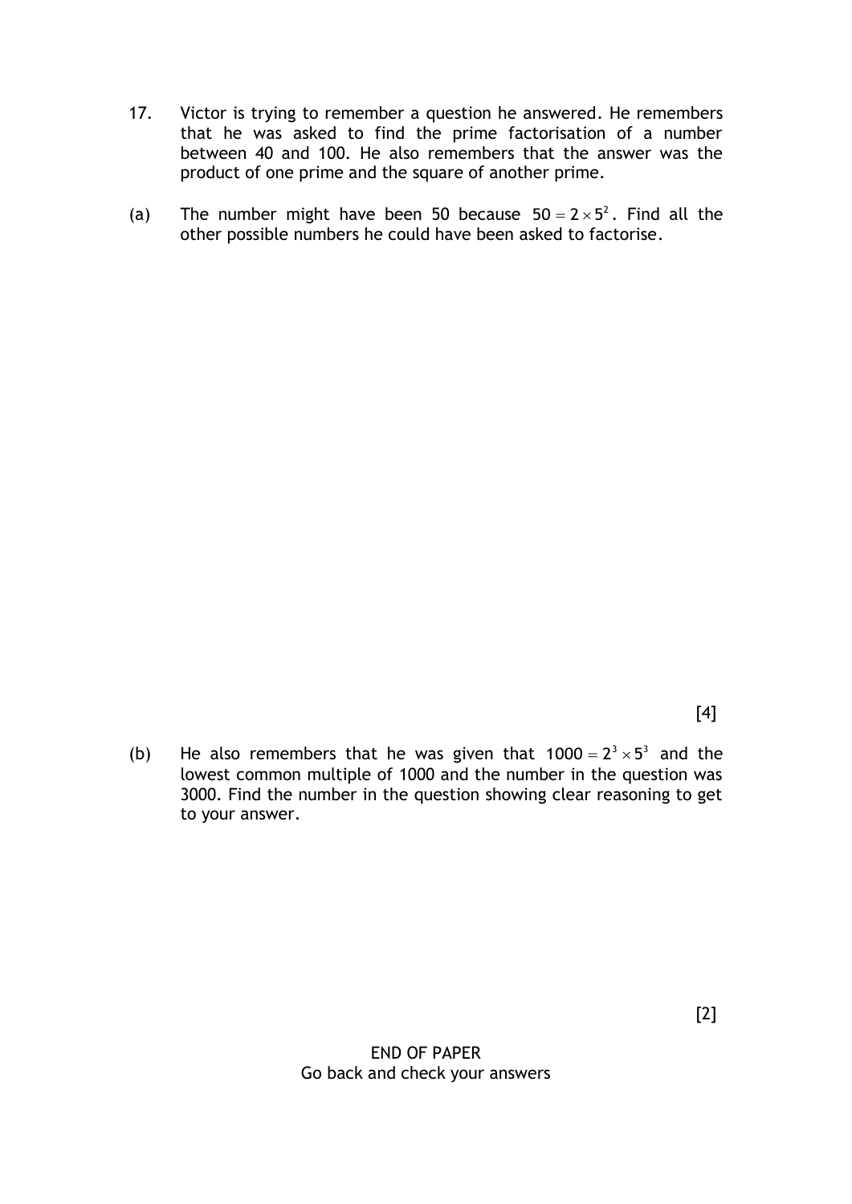17. Victor is trying to remember a question he answered. He remembers that he was asked to find the prime factorisation of a number between 40 and 100. He also remembers that the answer was the product of one prime and the square of another prime.

(a) The number might have been 50 because $50 = 2 \times 5^2$. Find all the other possible numbers he could have been asked to factorise.

[4]

(b) He also remembers that he was given that $1000 = 2^3 \times 5^3$ and the lowest common multiple of 1000 and the number in the question was 3000. Find the number in the question showing clear reasoning to get to your answer.

[2]

END OF PAPER

Go back and check your answers